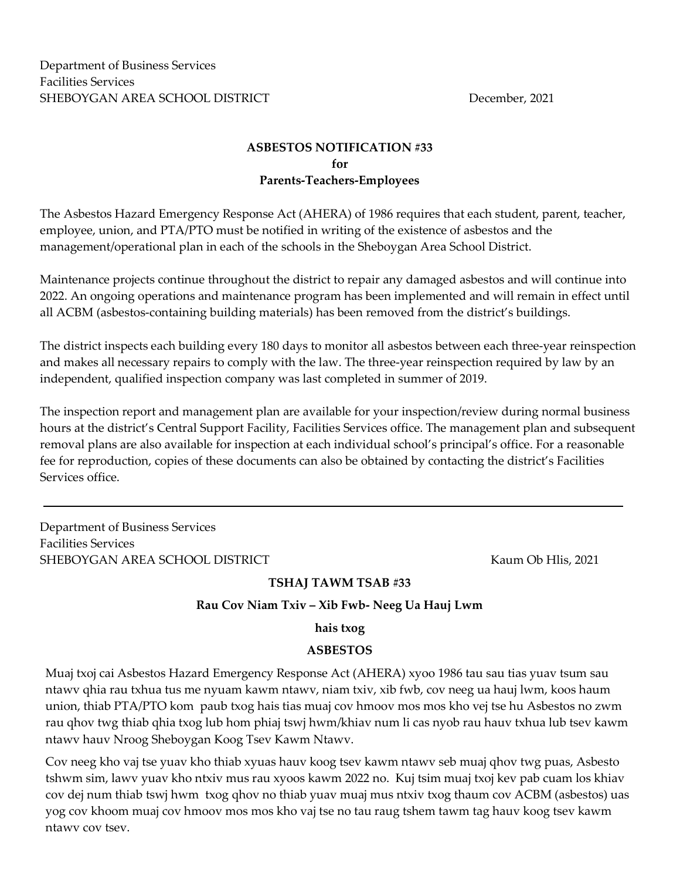Department of Business Services
Facilities Services
SHEBOYGAN AREA SCHOOL DISTRICT December, 2021

**ASBESTOS NOTIFICATION #33**
**for**
**Parents-Teachers-Employees**

The Asbestos Hazard Emergency Response Act (AHERA) of 1986 requires that each student, parent, teacher, employee, union, and PTA/PTO must be notified in writing of the existence of asbestos and the management/operational plan in each of the schools in the Sheboygan Area School District.

Maintenance projects continue throughout the district to repair any damaged asbestos and will continue into 2022. An ongoing operations and maintenance program has been implemented and will remain in effect until all ACBM (asbestos-containing building materials) has been removed from the district's buildings.

The district inspects each building every 180 days to monitor all asbestos between each three-year reinspection and makes all necessary repairs to comply with the law. The three-year reinspection required by law by an independent, qualified inspection company was last completed in summer of 2019.

The inspection report and management plan are available for your inspection/review during normal business hours at the district's Central Support Facility, Facilities Services office. The management plan and subsequent removal plans are also available for inspection at each individual school's principal's office. For a reasonable fee for reproduction, copies of these documents can also be obtained by contacting the district's Facilities Services office.

---

Department of Business Services
Facilities Services
SHEBOYGAN AREA SCHOOL DISTRICT Kaum Ob Hlis, 2021

**TSHAJ TAWM TSAB #33**

**Rau Cov Niam Txiv – Xib Fwb- Neeg Ua Hauj Lwm**

**hais txog**

**ASBESTOS**

Muaj txoj cai Asbestos Hazard Emergency Response Act (AHERA) xyoo 1986 tau sau tias yuav tsum sau ntawv qhia rau txhua tus me nyuam kawm ntawv, niam txiv, xib fwb, cov neeg ua hauj lwm, koos haum union, thiab PTA/PTO kom paub txog hais tias muaj cov hmoov mos mos kho vej tse hu Asbestos no zwm rau qhov twg thiab qhia txog lub hom phiaj tswj hwm/khiav num li cas nyob rau hauv txhua lub tsev kawm ntawv hauv Nroog Sheboygan Koog Tsev Kawm Ntawv.

Cov neeg kho vaj tse yuav kho thiab xyuas hauv koog tsev kawm ntawv seb muaj qhov twg puas, Asbesto tshwm sim, lawv yuav kho ntxiv mus rau xyoos kawm 2022 no. Kuj tsim muaj txoj kev pab cuam los khiav cov dej num thiab tswj hwm txog qhov no thiab yuav muaj mus ntxiv txog thaum cov ACBM (asbestos) uas yog cov khoom muaj cov hmoov mos mos kho vaj tse no tau raug tshem tawm tag hauv koog tsev kawm ntawv cov tsev.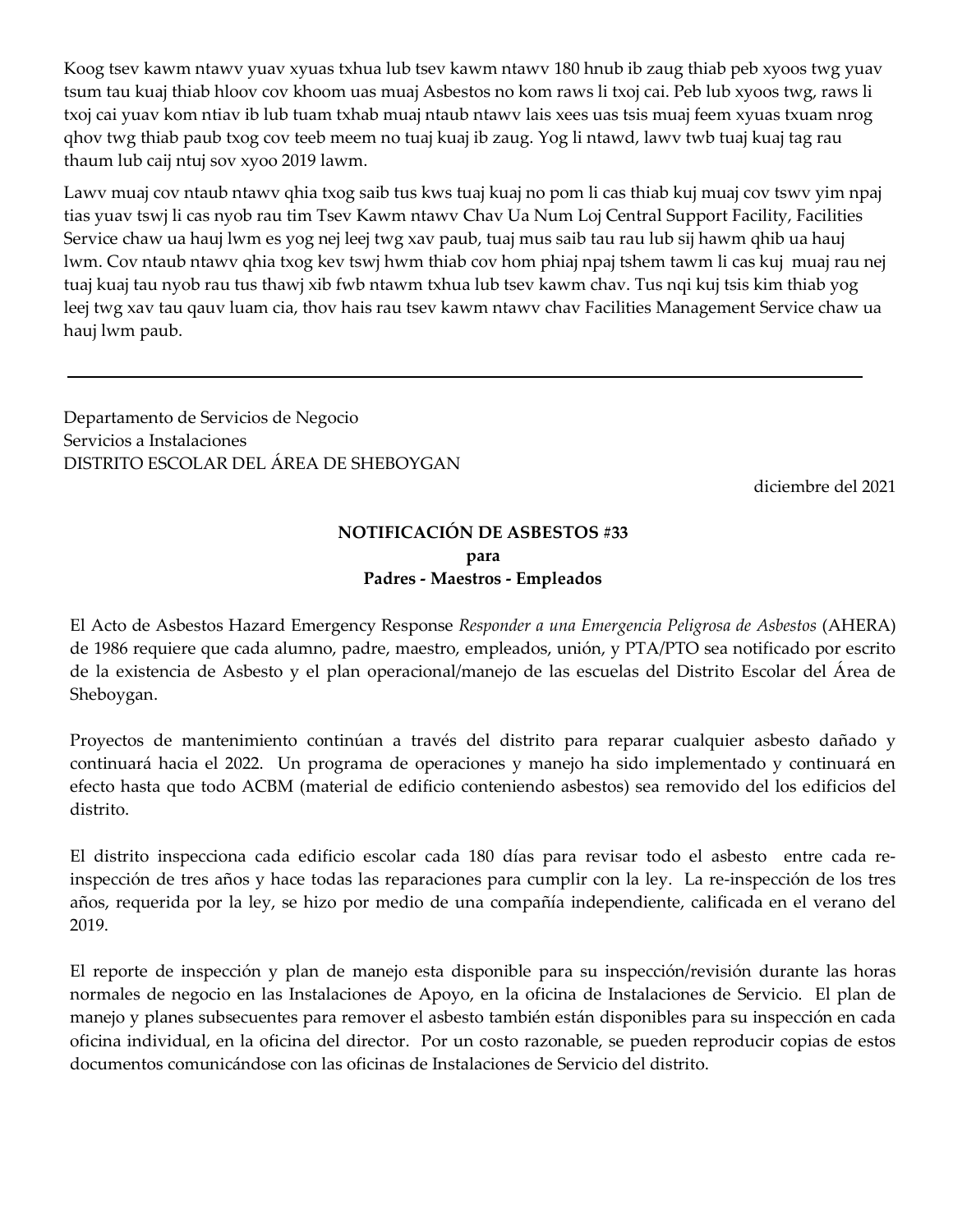Koog tsev kawm ntawv yuav xyuas txhua lub tsev kawm ntawv 180 hnub ib zaug thiab peb xyoos twg yuav tsum tau kuaj thiab hloov cov khoom uas muaj Asbestos no kom raws li txoj cai. Peb lub xyoos twg, raws li txoj cai yuav kom ntiav ib lub tuam txhab muaj ntaub ntawv lais xees uas tsis muaj feem xyuas txuam nrog qhov twg thiab paub txog cov teeb meem no tuaj kuaj ib zaug. Yog li ntawd, lawv twb tuaj kuaj tag rau thaum lub caij ntuj sov xyoo 2019 lawm.

Lawv muaj cov ntaub ntawv qhia txog saib tus kws tuaj kuaj no pom li cas thiab kuj muaj cov tswv yim npaj tias yuav tswj li cas nyob rau tim Tsev Kawm ntawv Chav Ua Num Loj Central Support Facility, Facilities Service chaw ua hauj lwm es yog nej leej twg xav paub, tuaj mus saib tau rau lub sij hawm qhib ua hauj lwm. Cov ntaub ntawv qhia txog kev tswj hwm thiab cov hom phiaj npaj tshem tawm li cas kuj muaj rau nej tuaj kuaj tau nyob rau tus thawj xib fwb ntawm txhua lub tsev kawm chav. Tus nqi kuj tsis kim thiab yog leej twg xav tau qauv luam cia, thov hais rau tsev kawm ntawv chav Facilities Management Service chaw ua hauj lwm paub.

---

Departamento de Servicios de Negocio
Servicios a Instalaciones
DISTRITO ESCOLAR DEL ÁREA DE SHEBOYGAN

diciembre del 2021

**NOTIFICACIÓN DE ASBESTOS #33**
**para**
**Padres - Maestros - Empleados**

El Acto de Asbestos Hazard Emergency Response *Responder a una Emergencia Peligrosa de Asbestos* (AHERA) de 1986 requiere que cada alumno, padre, maestro, empleados, unión, y PTA/PTO sea notificado por escrito de la existencia de Asbesto y el plan operacional/manejo de las escuelas del Distrito Escolar del Área de Sheboygan.

Proyectos de mantenimiento continúan a través del distrito para reparar cualquier asbesto dañado y continuará hacia el 2022. Un programa de operaciones y manejo ha sido implementado y continuará en efecto hasta que todo ACBM (material de edificio conteniendo asbestos) sea removido del los edificios del distrito.

El distrito inspecciona cada edificio escolar cada 180 días para revisar todo el asbesto entre cada re-inspección de tres años y hace todas las reparaciones para cumplir con la ley. La re-inspección de los tres años, requerida por la ley, se hizo por medio de una compañía independiente, calificada en el verano del 2019.

El reporte de inspección y plan de manejo esta disponible para su inspección/revisión durante las horas normales de negocio en las Instalaciones de Apoyo, en la oficina de Instalaciones de Servicio. El plan de manejo y planes subsecuentes para remover el asbesto también están disponibles para su inspección en cada oficina individual, en la oficina del director. Por un costo razonable, se pueden reproducir copias de estos documentos comunicándose con las oficinas de Instalaciones de Servicio del distrito.